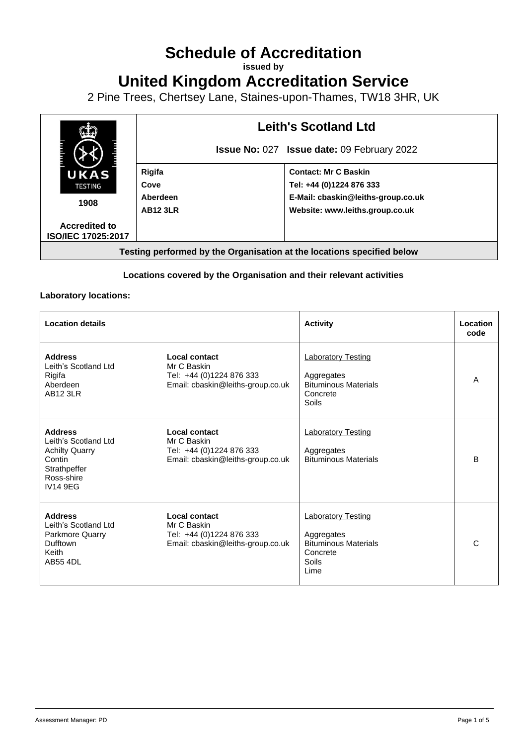# Schedule of Accreditation

**issued by**

# United Kingdom Accreditation Service

2 Pine Trees, Chertsey Lane, Staines-upon-Thames, TW18 3HR, UK

| UKAS TESTING 1908 Accredited to ISO/IEC 17025:2017 | **Leith's Scotland Ltd** | |
|---|---|---|
| | **Issue No:** 027 **Issue date:** 09 February 2022 | |
| | **Rigifa** **Cove** **Aberdeen** **AB12 3LR** | **Contact: Mr C Baskin** **Tel: +44 (0)1224 876 333** **E-Mail: cbaskin@leiths-group.co.uk** **Website: www.leiths.group.co.uk** |

**Testing performed by the Organisation at the locations specified below**

**Locations covered by the Organisation and their relevant activities**

**Laboratory locations:**

| Location details | | Activity | Location code |
|---|---|---|---|
| **Address** Leith's Scotland Ltd Rigifa Aberdeen AB12 3LR | **Local contact** Mr C Baskin Tel: +44 (0)1224 876 333 Email: cbaskin@leiths-group.co.uk | Laboratory Testing Aggregates Bituminous Materials Concrete Soils | A |
| **Address** Leith's Scotland Ltd Achilty Quarry Contin Strathpeffer Ross-shire IV14 9EG | **Local contact** Mr C Baskin Tel: +44 (0)1224 876 333 Email: cbaskin@leiths-group.co.uk | Laboratory Testing Aggregates Bituminous Materials | B |
| **Address** Leith's Scotland Ltd Parkmore Quarry Dufftown Keith AB55 4DL | **Local contact** Mr C Baskin Tel: +44 (0)1224 876 333 Email: cbaskin@leiths-group.co.uk | Laboratory Testing Aggregates Bituminous Materials Concrete Soils Lime | C |

Assessment Manager: PD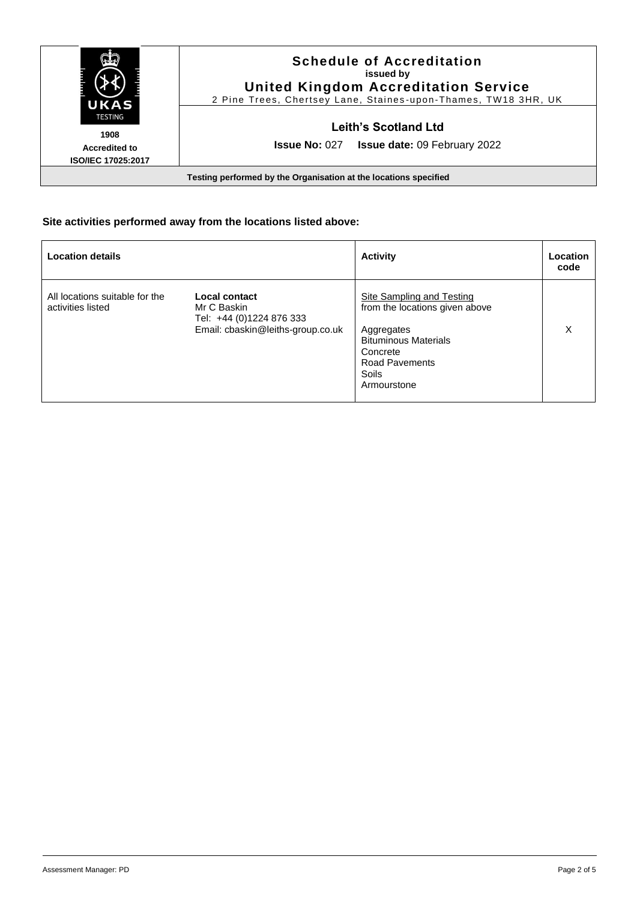## Site activities performed away from the locations listed above:

| Location details | | Activity | Location code |
|---|---|---|---|
| All locations suitable for the activities listed | **Local contact**<br>Mr C Baskin<br>Tel: +44 (0)1224 876 333<br>Email: cbaskin@leiths-group.co.uk | Site Sampling and Testing from the locations given above<br><br>Aggregates<br>Bituminous Materials<br>Concrete<br>Road Pavements<br>Soils<br>Armourstone | X |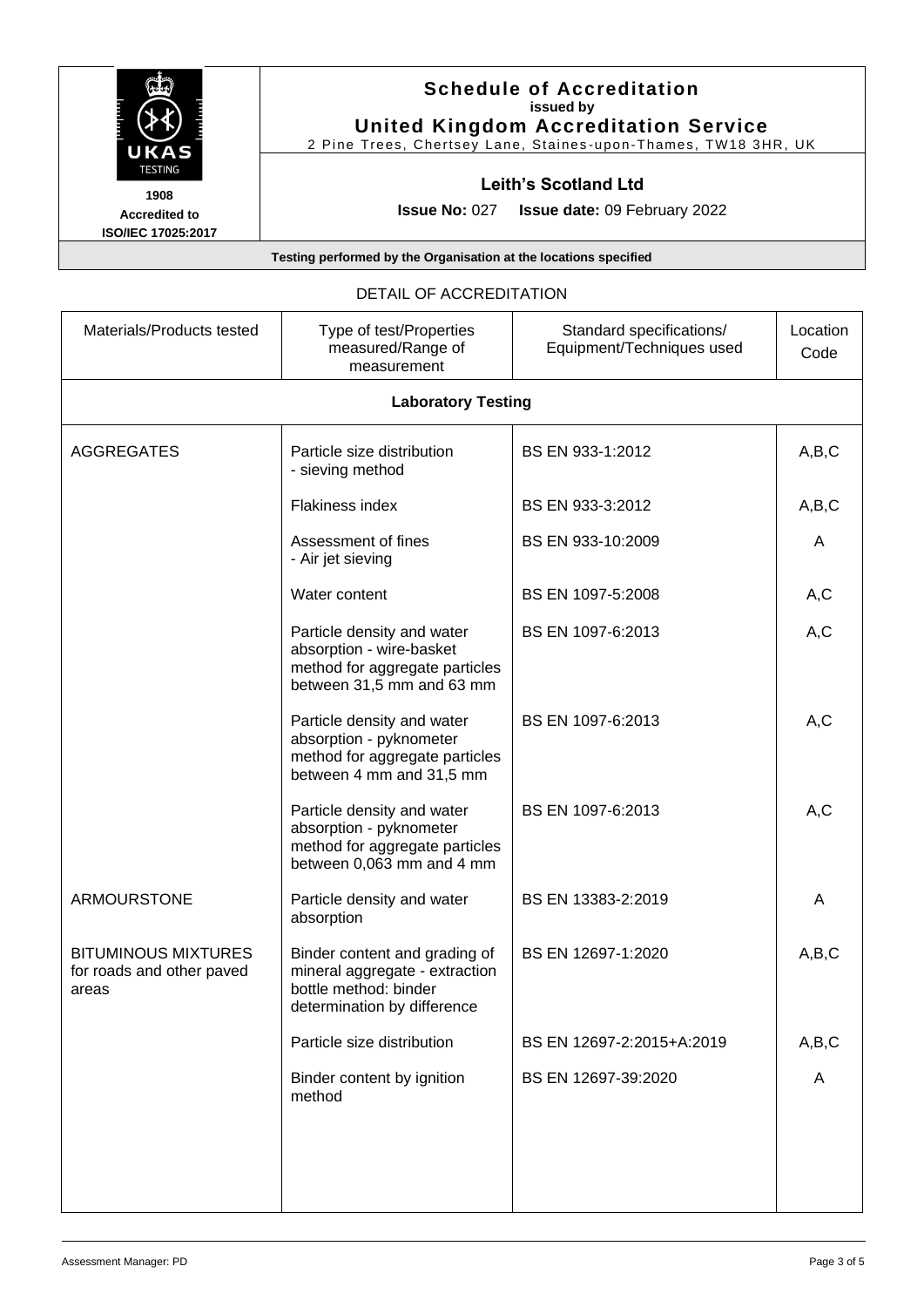| 1908 Accredited to ISO/IEC 17025:2017 | **Schedule of Accreditation** issued by **United Kingdom Accreditation Service** 2 Pine Trees, Chertsey Lane, Staines-upon-Thames, TW18 3HR, UK |
|---|---|
| | **Leith's Scotland Ltd** |
| | **Issue No:** 027 **Issue date:** 09 February 2022 |

**Testing performed by the Organisation at the locations specified**

DETAIL OF ACCREDITATION

| Materials/Products tested | Type of test/Properties measured/Range of measurement | Standard specifications/ Equipment/Techniques used | Location Code |
|---|---|---|---|
| **Laboratory Testing** | | | |
| AGGREGATES | Particle size distribution - sieving method | BS EN 933-1:2012 | A,B,C |
| | Flakiness index | BS EN 933-3:2012 | A,B,C |
| | Assessment of fines - Air jet sieving | BS EN 933-10:2009 | A |
| | Water content | BS EN 1097-5:2008 | A,C |
| | Particle density and water absorption - wire-basket method for aggregate particles between 31,5 mm and 63 mm | BS EN 1097-6:2013 | A,C |
| | Particle density and water absorption - pyknometer method for aggregate particles between 4 mm and 31,5 mm | BS EN 1097-6:2013 | A,C |
| | Particle density and water absorption - pyknometer method for aggregate particles between 0,063 mm and 4 mm | BS EN 1097-6:2013 | A,C |
| ARMOURSTONE | Particle density and water absorption | BS EN 13383-2:2019 | A |
| BITUMINOUS MIXTURES for roads and other paved areas | Binder content and grading of mineral aggregate - extraction bottle method: binder determination by difference | BS EN 12697-1:2020 | A,B,C |
| | Particle size distribution | BS EN 12697-2:2015+A:2019 | A,B,C |
| | Binder content by ignition method | BS EN 12697-39:2020 | A |

Assessment Manager: PD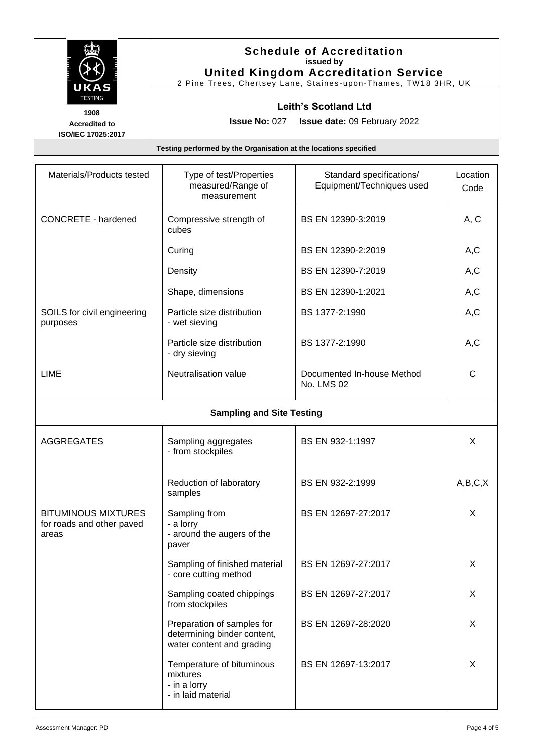**Schedule of Accreditation**
issued by
**United Kingdom Accreditation Service**
2 Pine Trees, Chertsey Lane, Staines-upon-Thames, TW18 3HR, UK

**1908**
**Accredited to ISO/IEC 17025:2017**

**Leith's Scotland Ltd**

**Issue No:** 027 **Issue date:** 09 February 2022

**Testing performed by the Organisation at the locations specified**

| Materials/Products tested | Type of test/Properties measured/Range of measurement | Standard specifications/ Equipment/Techniques used | Location Code |
|---|---|---|---|
| CONCRETE - hardened | Compressive strength of cubes | BS EN 12390-3:2019 | A, C |
| | Curing | BS EN 12390-2:2019 | A,C |
| | Density | BS EN 12390-7:2019 | A,C |
| | Shape, dimensions | BS EN 12390-1:2021 | A,C |
| SOILS for civil engineering purposes | Particle size distribution - wet sieving | BS 1377-2:1990 | A,C |
| | Particle size distribution - dry sieving | BS 1377-2:1990 | A,C |
| LIME | Neutralisation value | Documented In-house Method No. LMS 02 | C |
| **Sampling and Site Testing** | | | |
| AGGREGATES | Sampling aggregates - from stockpiles | BS EN 932-1:1997 | X |
| | Reduction of laboratory samples | BS EN 932-2:1999 | A,B,C,X |
| BITUMINOUS MIXTURES for roads and other paved areas | Sampling from - a lorry - around the augers of the paver | BS EN 12697-27:2017 | X |
| | Sampling of finished material - core cutting method | BS EN 12697-27:2017 | X |
| | Sampling coated chippings from stockpiles | BS EN 12697-27:2017 | X |
| | Preparation of samples for determining binder content, water content and grading | BS EN 12697-28:2020 | X |
| | Temperature of bituminous mixtures - in a lorry - in laid material | BS EN 12697-13:2017 | X |

Assessment Manager: PD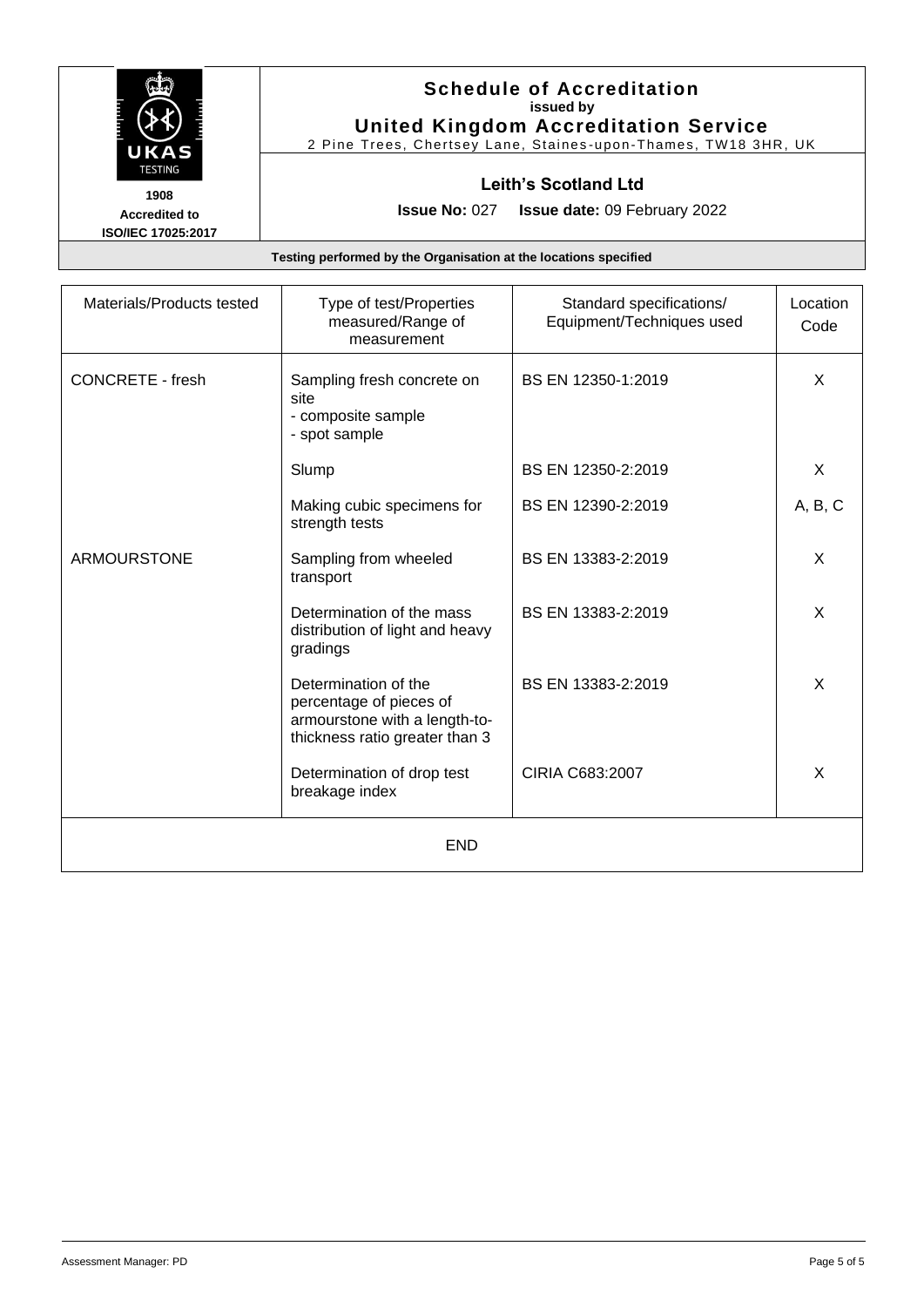# Schedule of Accreditation

**issued by**

## United Kingdom Accreditation Service

2 Pine Trees, Chertsey Lane, Staines-upon-Thames, TW18 3HR, UK

**1908**
**Accredited to**
**ISO/IEC 17025:2017**

### Leith's Scotland Ltd

**Issue No:** 027 **Issue date:** 09 February 2022

**Testing performed by the Organisation at the locations specified**

| Materials/Products tested | Type of test/Properties measured/Range of measurement | Standard specifications/ Equipment/Techniques used | Location Code |
|---|---|---|---|
| CONCRETE - fresh | Sampling fresh concrete on site<br>- composite sample<br>- spot sample | BS EN 12350-1:2019 | X |
| | Slump | BS EN 12350-2:2019 | X |
| | Making cubic specimens for strength tests | BS EN 12390-2:2019 | A, B, C |
| ARMOURSTONE | Sampling from wheeled transport | BS EN 13383-2:2019 | X |
| | Determination of the mass distribution of light and heavy gradings | BS EN 13383-2:2019 | X |
| | Determination of the percentage of pieces of armourstone with a length-to-thickness ratio greater than 3 | BS EN 13383-2:2019 | X |
| | Determination of drop test breakage index | CIRIA C683:2007 | X |

END

Assessment Manager: PD